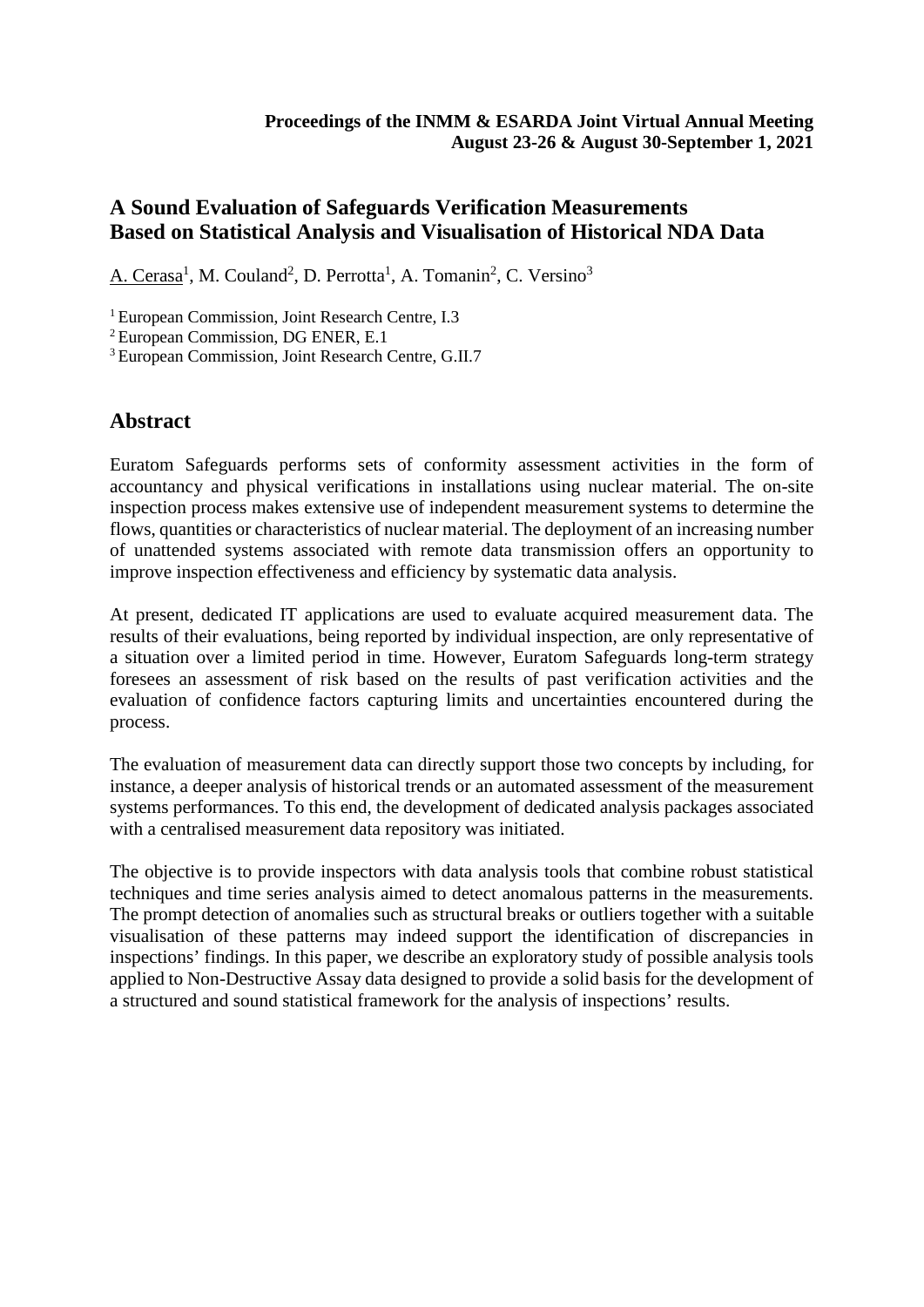**Proceedings of the INMM & ESARDA Joint Virtual Annual Meeting**
**August 23-26 & August 30-September 1, 2021**

# A Sound Evaluation of Safeguards Verification Measurements Based on Statistical Analysis and Visualisation of Historical NDA Data

A. Cerasa[1], M. Couland[2], D. Perrotta[1], A. Tomanin[2], C. Versino[3]

[1] European Commission, Joint Research Centre, I.3
[2] European Commission, DG ENER, E.1
[3] European Commission, Joint Research Centre, G.II.7

## Abstract

Euratom Safeguards performs sets of conformity assessment activities in the form of accountancy and physical verifications in installations using nuclear material. The on-site inspection process makes extensive use of independent measurement systems to determine the flows, quantities or characteristics of nuclear material. The deployment of an increasing number of unattended systems associated with remote data transmission offers an opportunity to improve inspection effectiveness and efficiency by systematic data analysis.

At present, dedicated IT applications are used to evaluate acquired measurement data. The results of their evaluations, being reported by individual inspection, are only representative of a situation over a limited period in time. However, Euratom Safeguards long-term strategy foresees an assessment of risk based on the results of past verification activities and the evaluation of confidence factors capturing limits and uncertainties encountered during the process.

The evaluation of measurement data can directly support those two concepts by including, for instance, a deeper analysis of historical trends or an automated assessment of the measurement systems performances. To this end, the development of dedicated analysis packages associated with a centralised measurement data repository was initiated.

The objective is to provide inspectors with data analysis tools that combine robust statistical techniques and time series analysis aimed to detect anomalous patterns in the measurements. The prompt detection of anomalies such as structural breaks or outliers together with a suitable visualisation of these patterns may indeed support the identification of discrepancies in inspections' findings. In this paper, we describe an exploratory study of possible analysis tools applied to Non-Destructive Assay data designed to provide a solid basis for the development of a structured and sound statistical framework for the analysis of inspections' results.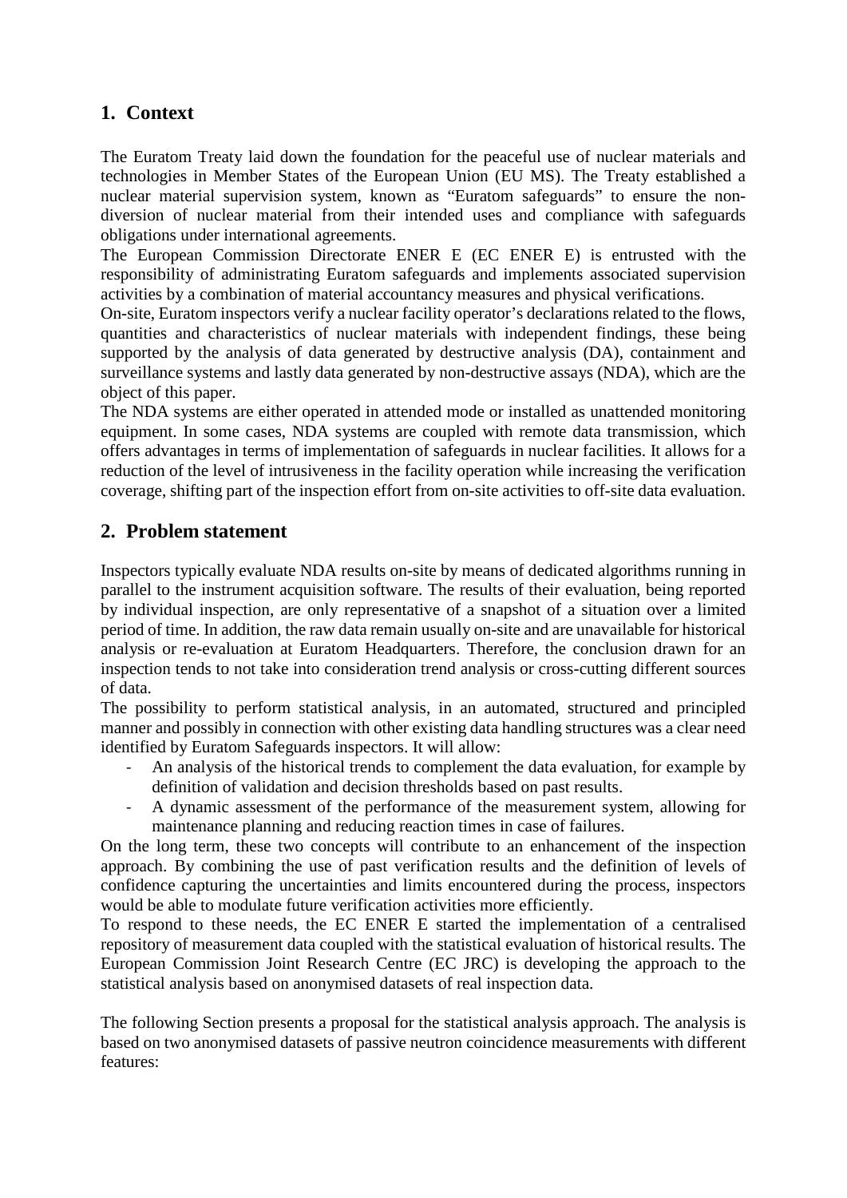## 1. Context

The Euratom Treaty laid down the foundation for the peaceful use of nuclear materials and technologies in Member States of the European Union (EU MS). The Treaty established a nuclear material supervision system, known as "Euratom safeguards" to ensure the non-diversion of nuclear material from their intended uses and compliance with safeguards obligations under international agreements.

The European Commission Directorate ENER E (EC ENER E) is entrusted with the responsibility of administrating Euratom safeguards and implements associated supervision activities by a combination of material accountancy measures and physical verifications.

On-site, Euratom inspectors verify a nuclear facility operator's declarations related to the flows, quantities and characteristics of nuclear materials with independent findings, these being supported by the analysis of data generated by destructive analysis (DA), containment and surveillance systems and lastly data generated by non-destructive assays (NDA), which are the object of this paper.

The NDA systems are either operated in attended mode or installed as unattended monitoring equipment. In some cases, NDA systems are coupled with remote data transmission, which offers advantages in terms of implementation of safeguards in nuclear facilities. It allows for a reduction of the level of intrusiveness in the facility operation while increasing the verification coverage, shifting part of the inspection effort from on-site activities to off-site data evaluation.

## 2. Problem statement

Inspectors typically evaluate NDA results on-site by means of dedicated algorithms running in parallel to the instrument acquisition software. The results of their evaluation, being reported by individual inspection, are only representative of a snapshot of a situation over a limited period of time. In addition, the raw data remain usually on-site and are unavailable for historical analysis or re-evaluation at Euratom Headquarters. Therefore, the conclusion drawn for an inspection tends to not take into consideration trend analysis or cross-cutting different sources of data.

The possibility to perform statistical analysis, in an automated, structured and principled manner and possibly in connection with other existing data handling structures was a clear need identified by Euratom Safeguards inspectors. It will allow:

- An analysis of the historical trends to complement the data evaluation, for example by definition of validation and decision thresholds based on past results.
- A dynamic assessment of the performance of the measurement system, allowing for maintenance planning and reducing reaction times in case of failures.

On the long term, these two concepts will contribute to an enhancement of the inspection approach. By combining the use of past verification results and the definition of levels of confidence capturing the uncertainties and limits encountered during the process, inspectors would be able to modulate future verification activities more efficiently.

To respond to these needs, the EC ENER E started the implementation of a centralised repository of measurement data coupled with the statistical evaluation of historical results. The European Commission Joint Research Centre (EC JRC) is developing the approach to the statistical analysis based on anonymised datasets of real inspection data.

The following Section presents a proposal for the statistical analysis approach. The analysis is based on two anonymised datasets of passive neutron coincidence measurements with different features: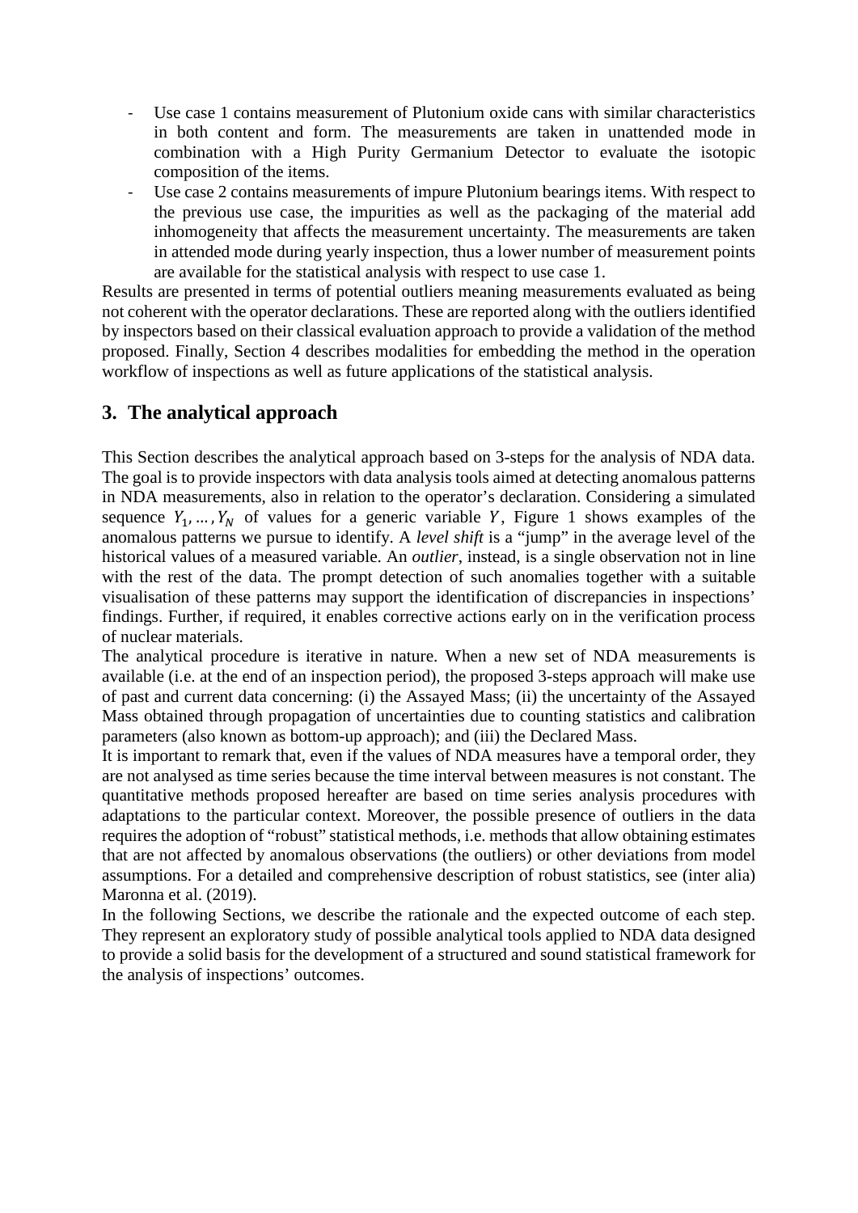- Use case 1 contains measurement of Plutonium oxide cans with similar characteristics in both content and form. The measurements are taken in unattended mode in combination with a High Purity Germanium Detector to evaluate the isotopic composition of the items.
- Use case 2 contains measurements of impure Plutonium bearings items. With respect to the previous use case, the impurities as well as the packaging of the material add inhomogeneity that affects the measurement uncertainty. The measurements are taken in attended mode during yearly inspection, thus a lower number of measurement points are available for the statistical analysis with respect to use case 1.

Results are presented in terms of potential outliers meaning measurements evaluated as being not coherent with the operator declarations. These are reported along with the outliers identified by inspectors based on their classical evaluation approach to provide a validation of the method proposed. Finally, Section 4 describes modalities for embedding the method in the operation workflow of inspections as well as future applications of the statistical analysis.

## 3. The analytical approach

This Section describes the analytical approach based on 3-steps for the analysis of NDA data. The goal is to provide inspectors with data analysis tools aimed at detecting anomalous patterns in NDA measurements, also in relation to the operator's declaration. Considering a simulated sequence $Y_1, \ldots, Y_N$ of values for a generic variable $Y$, Figure 1 shows examples of the anomalous patterns we pursue to identify. A *level shift* is a "jump" in the average level of the historical values of a measured variable. An *outlier*, instead, is a single observation not in line with the rest of the data. The prompt detection of such anomalies together with a suitable visualisation of these patterns may support the identification of discrepancies in inspections' findings. Further, if required, it enables corrective actions early on in the verification process of nuclear materials.

The analytical procedure is iterative in nature. When a new set of NDA measurements is available (i.e. at the end of an inspection period), the proposed 3-steps approach will make use of past and current data concerning: (i) the Assayed Mass; (ii) the uncertainty of the Assayed Mass obtained through propagation of uncertainties due to counting statistics and calibration parameters (also known as bottom-up approach); and (iii) the Declared Mass.

It is important to remark that, even if the values of NDA measures have a temporal order, they are not analysed as time series because the time interval between measures is not constant. The quantitative methods proposed hereafter are based on time series analysis procedures with adaptations to the particular context. Moreover, the possible presence of outliers in the data requires the adoption of "robust" statistical methods, i.e. methods that allow obtaining estimates that are not affected by anomalous observations (the outliers) or other deviations from model assumptions. For a detailed and comprehensive description of robust statistics, see (inter alia) Maronna et al. (2019).

In the following Sections, we describe the rationale and the expected outcome of each step. They represent an exploratory study of possible analytical tools applied to NDA data designed to provide a solid basis for the development of a structured and sound statistical framework for the analysis of inspections' outcomes.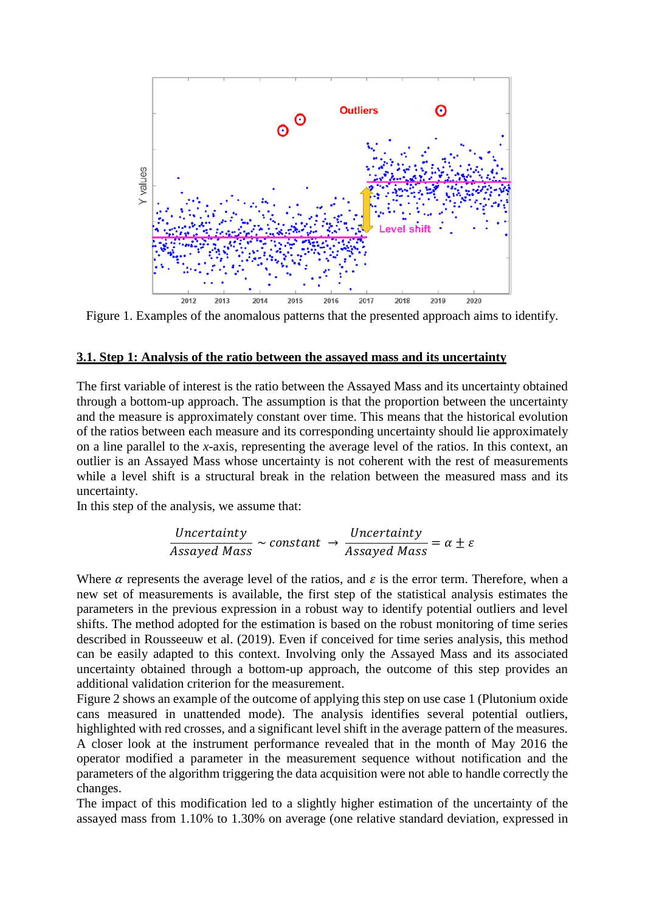Figure 1. Examples of the anomalous patterns that the presented approach aims to identify.

## 3.1. Step 1: Analysis of the ratio between the assayed mass and its uncertainty

The first variable of interest is the ratio between the Assayed Mass and its uncertainty obtained through a bottom-up approach. The assumption is that the proportion between the uncertainty and the measure is approximately constant over time. This means that the historical evolution of the ratios between each measure and its corresponding uncertainty should lie approximately on a line parallel to the *x*-axis, representing the average level of the ratios. In this context, an outlier is an Assayed Mass whose uncertainty is not coherent with the rest of measurements while a level shift is a structural break in the relation between the measured mass and its uncertainty.

In this step of the analysis, we assume that:

$$\frac{Uncertainty}{Assayed\ Mass} \sim constant \;\rightarrow\; \frac{Uncertainty}{Assayed\ Mass} = \alpha \pm \varepsilon$$

Where $\alpha$ represents the average level of the ratios, and $\varepsilon$ is the error term. Therefore, when a new set of measurements is available, the first step of the statistical analysis estimates the parameters in the previous expression in a robust way to identify potential outliers and level shifts. The method adopted for the estimation is based on the robust monitoring of time series described in Rousseeuw et al. (2019). Even if conceived for time series analysis, this method can be easily adapted to this context. Involving only the Assayed Mass and its associated uncertainty obtained through a bottom-up approach, the outcome of this step provides an additional validation criterion for the measurement.

Figure 2 shows an example of the outcome of applying this step on use case 1 (Plutonium oxide cans measured in unattended mode). The analysis identifies several potential outliers, highlighted with red crosses, and a significant level shift in the average pattern of the measures. A closer look at the instrument performance revealed that in the month of May 2016 the operator modified a parameter in the measurement sequence without notification and the parameters of the algorithm triggering the data acquisition were not able to handle correctly the changes.

The impact of this modification led to a slightly higher estimation of the uncertainty of the assayed mass from 1.10% to 1.30% on average (one relative standard deviation, expressed in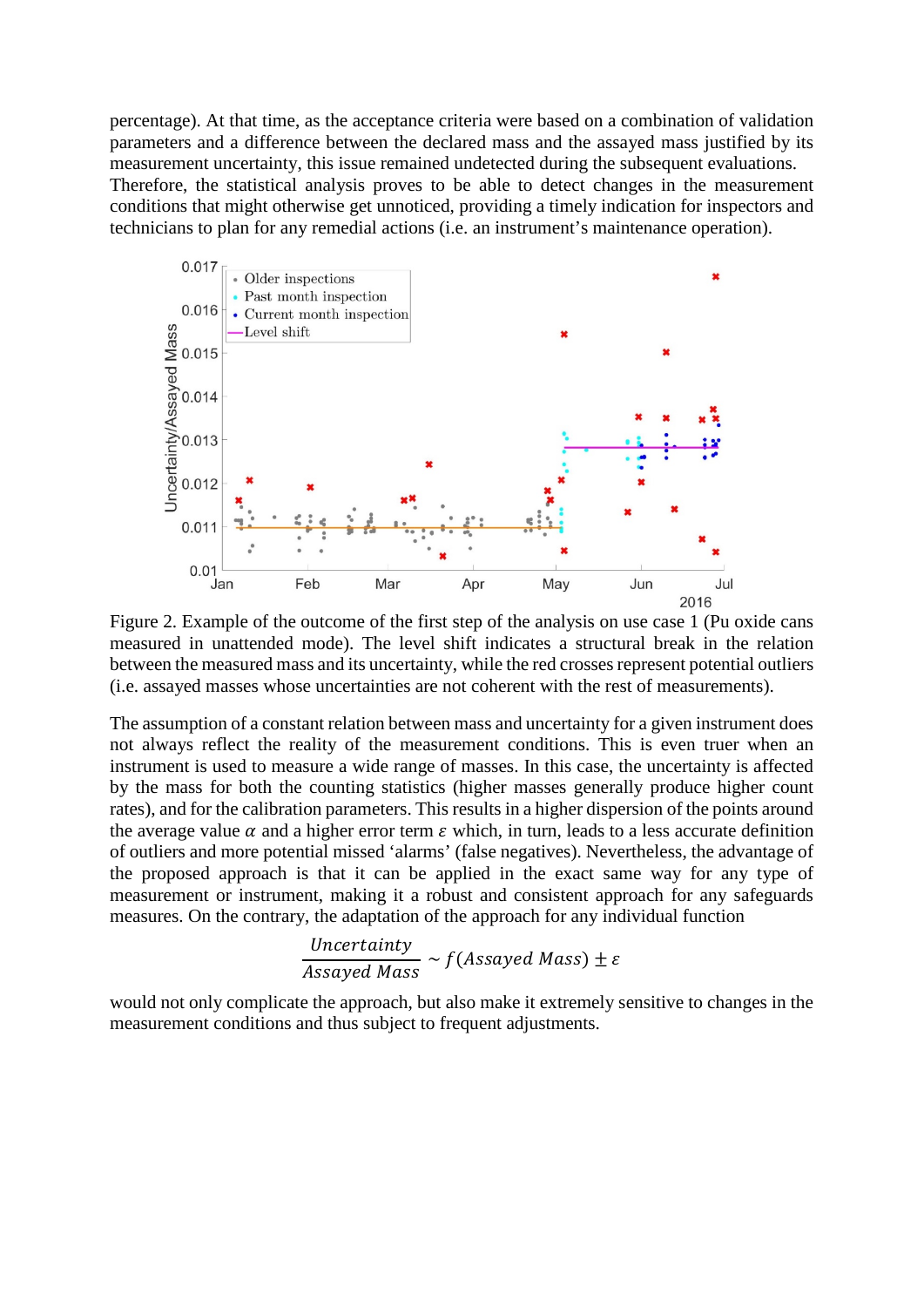percentage). At that time, as the acceptance criteria were based on a combination of validation parameters and a difference between the declared mass and the assayed mass justified by its measurement uncertainty, this issue remained undetected during the subsequent evaluations. Therefore, the statistical analysis proves to be able to detect changes in the measurement conditions that might otherwise get unnoticed, providing a timely indication for inspectors and technicians to plan for any remedial actions (i.e. an instrument's maintenance operation).

Figure 2. Example of the outcome of the first step of the analysis on use case 1 (Pu oxide cans measured in unattended mode). The level shift indicates a structural break in the relation between the measured mass and its uncertainty, while the red crosses represent potential outliers (i.e. assayed masses whose uncertainties are not coherent with the rest of measurements).

The assumption of a constant relation between mass and uncertainty for a given instrument does not always reflect the reality of the measurement conditions. This is even truer when an instrument is used to measure a wide range of masses. In this case, the uncertainty is affected by the mass for both the counting statistics (higher masses generally produce higher count rates), and for the calibration parameters. This results in a higher dispersion of the points around the average value $\alpha$ and a higher error term $\varepsilon$ which, in turn, leads to a less accurate definition of outliers and more potential missed 'alarms' (false negatives). Nevertheless, the advantage of the proposed approach is that it can be applied in the exact same way for any type of measurement or instrument, making it a robust and consistent approach for any safeguards measures. On the contrary, the adaptation of the approach for any individual function

$$\frac{Uncertainty}{Assayed\ Mass} \sim f(Assayed\ Mass) \pm \varepsilon$$

would not only complicate the approach, but also make it extremely sensitive to changes in the measurement conditions and thus subject to frequent adjustments.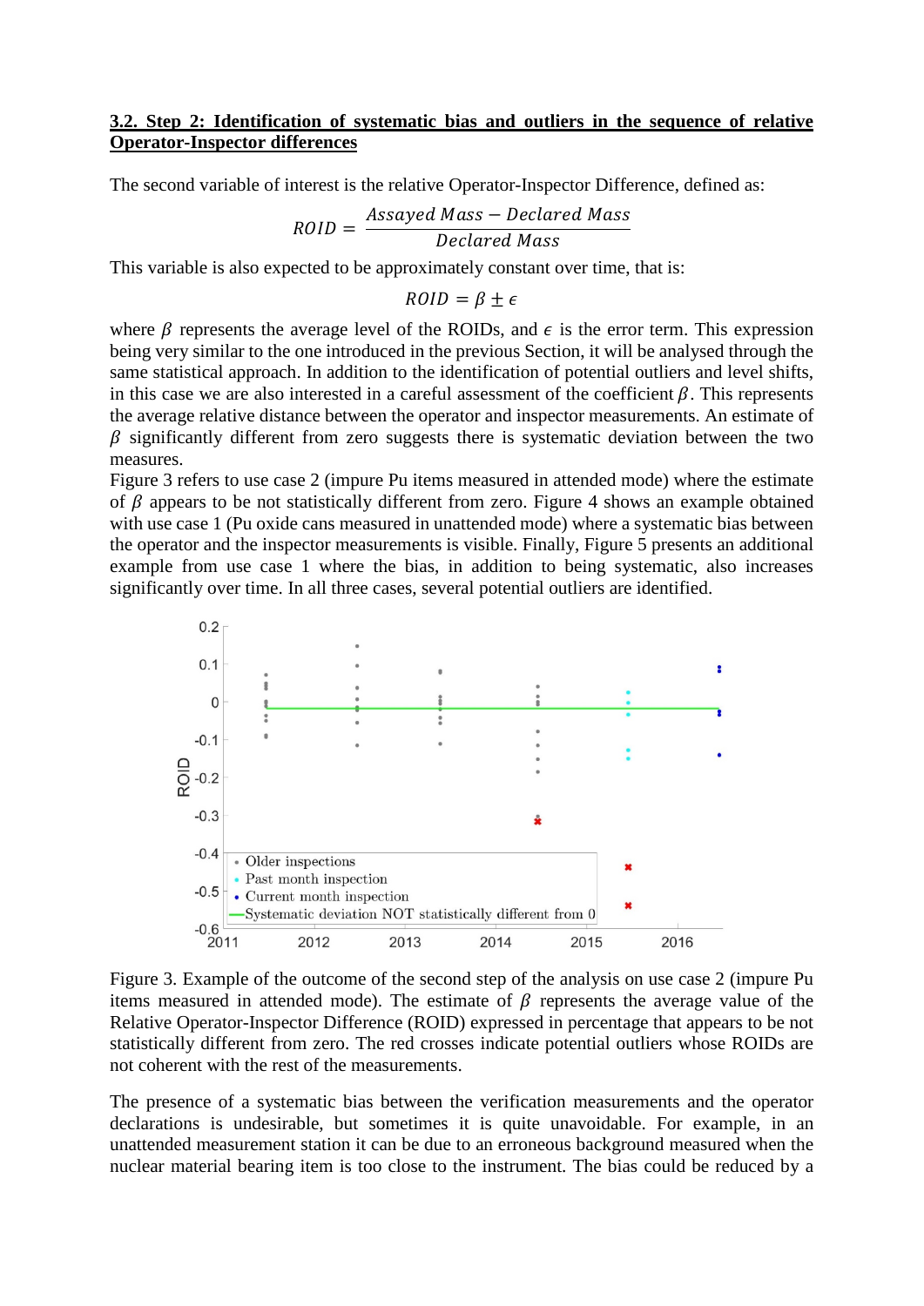### 3.2. Step 2: Identification of systematic bias and outliers in the sequence of relative Operator-Inspector differences

The second variable of interest is the relative Operator-Inspector Difference, defined as:

$$ROID = \frac{Assayed\ Mass - Declared\ Mass}{Declared\ Mass}$$

This variable is also expected to be approximately constant over time, that is:

$$ROID = \beta \pm \epsilon$$

where $\beta$ represents the average level of the ROIDs, and $\epsilon$ is the error term. This expression being very similar to the one introduced in the previous Section, it will be analysed through the same statistical approach. In addition to the identification of potential outliers and level shifts, in this case we are also interested in a careful assessment of the coefficient $\beta$. This represents the average relative distance between the operator and inspector measurements. An estimate of $\beta$ significantly different from zero suggests there is systematic deviation between the two measures.

Figure 3 refers to use case 2 (impure Pu items measured in attended mode) where the estimate of $\beta$ appears to be not statistically different from zero. Figure 4 shows an example obtained with use case 1 (Pu oxide cans measured in unattended mode) where a systematic bias between the operator and the inspector measurements is visible. Finally, Figure 5 presents an additional example from use case 1 where the bias, in addition to being systematic, also increases significantly over time. In all three cases, several potential outliers are identified.

Figure 3. Example of the outcome of the second step of the analysis on use case 2 (impure Pu items measured in attended mode). The estimate of $\beta$ represents the average value of the Relative Operator-Inspector Difference (ROID) expressed in percentage that appears to be not statistically different from zero. The red crosses indicate potential outliers whose ROIDs are not coherent with the rest of the measurements.

The presence of a systematic bias between the verification measurements and the operator declarations is undesirable, but sometimes it is quite unavoidable. For example, in an unattended measurement station it can be due to an erroneous background measured when the nuclear material bearing item is too close to the instrument. The bias could be reduced by a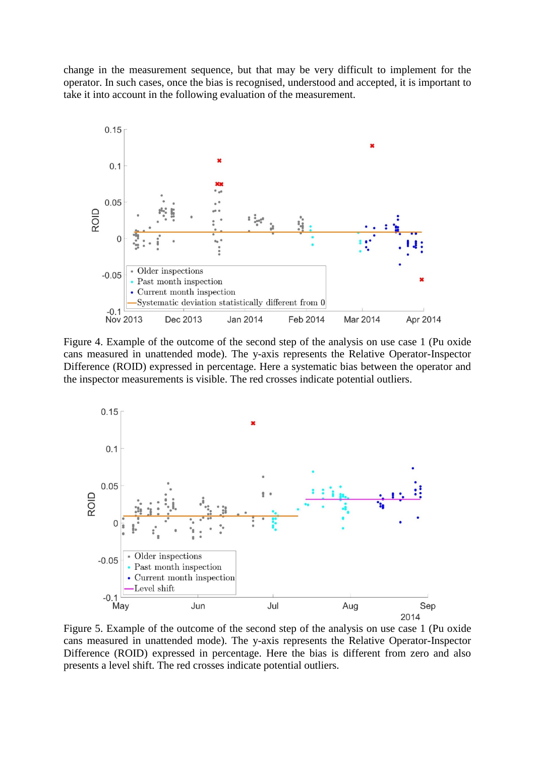change in the measurement sequence, but that may be very difficult to implement for the operator. In such cases, once the bias is recognised, understood and accepted, it is important to take it into account in the following evaluation of the measurement.

Figure 4. Example of the outcome of the second step of the analysis on use case 1 (Pu oxide cans measured in unattended mode). The y-axis represents the Relative Operator-Inspector Difference (ROID) expressed in percentage. Here a systematic bias between the operator and the inspector measurements is visible. The red crosses indicate potential outliers.

Figure 5. Example of the outcome of the second step of the analysis on use case 1 (Pu oxide cans measured in unattended mode). The y-axis represents the Relative Operator-Inspector Difference (ROID) expressed in percentage. Here the bias is different from zero and also presents a level shift. The red crosses indicate potential outliers.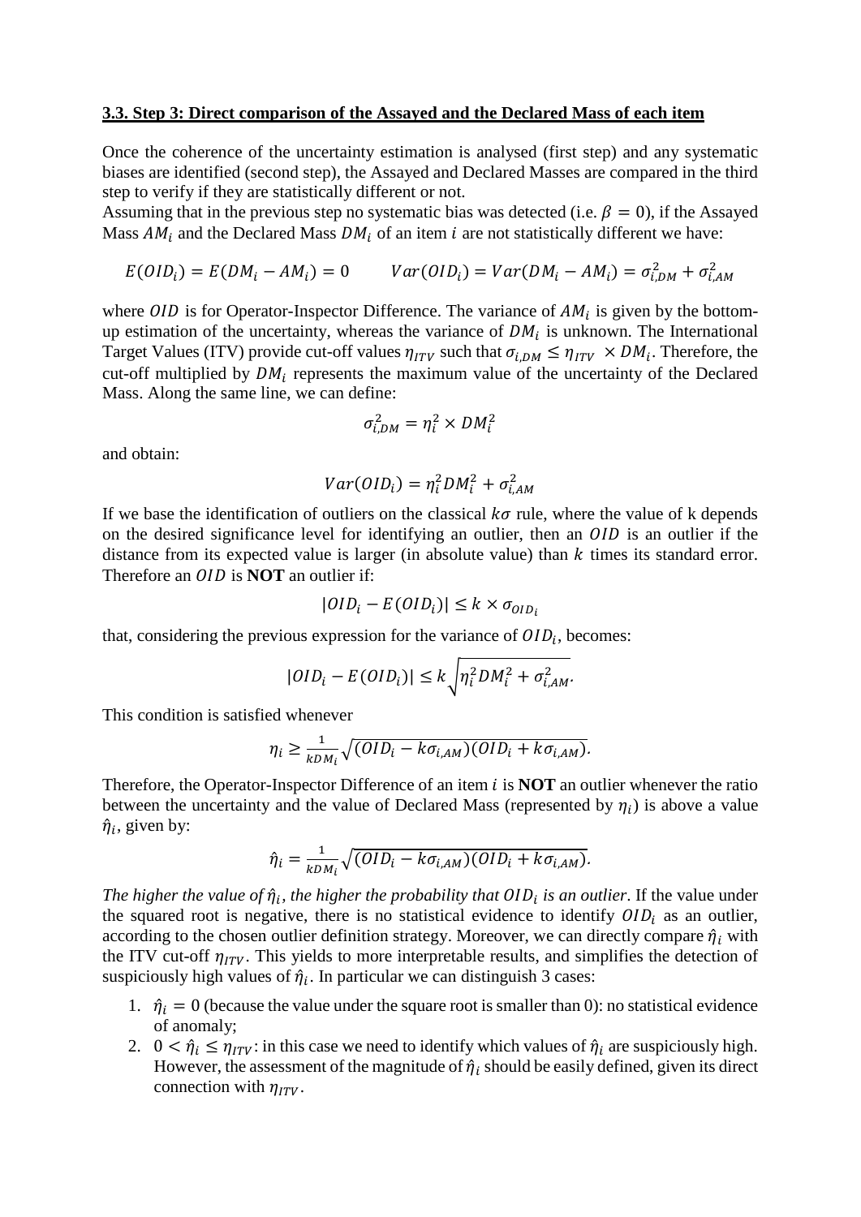### 3.3. Step 3: Direct comparison of the Assayed and the Declared Mass of each item

Once the coherence of the uncertainty estimation is analysed (first step) and any systematic biases are identified (second step), the Assayed and Declared Masses are compared in the third step to verify if they are statistically different or not.

Assuming that in the previous step no systematic bias was detected (i.e. $\beta = 0$), if the Assayed Mass $AM_i$ and the Declared Mass $DM_i$ of an item $i$ are not statistically different we have:

$$E(OID_i) = E(DM_i - AM_i) = 0 \qquad Var(OID_i) = Var(DM_i - AM_i) = \sigma_{i,DM}^2 + \sigma_{i,AM}^2$$

where $OID$ is for Operator-Inspector Difference. The variance of $AM_i$ is given by the bottom-up estimation of the uncertainty, whereas the variance of $DM_i$ is unknown. The International Target Values (ITV) provide cut-off values $\eta_{ITV}$ such that $\sigma_{i,DM} \leq \eta_{ITV} \times DM_i$. Therefore, the cut-off multiplied by $DM_i$ represents the maximum value of the uncertainty of the Declared Mass. Along the same line, we can define:

$$\sigma_{i,DM}^2 = \eta_i^2 \times DM_i^2$$

and obtain:

$$Var(OID_i) = \eta_i^2 DM_i^2 + \sigma_{i,AM}^2$$

If we base the identification of outliers on the classical $k\sigma$ rule, where the value of k depends on the desired significance level for identifying an outlier, then an $OID$ is an outlier if the distance from its expected value is larger (in absolute value) than $k$ times its standard error. Therefore an $OID$ is **NOT** an outlier if:

$$|OID_i - E(OID_i)| \leq k \times \sigma_{OID_i}$$

that, considering the previous expression for the variance of $OID_i$, becomes:

$$|OID_i - E(OID_i)| \leq k\sqrt{\eta_i^2 DM_i^2 + \sigma_{i,AM}^2}.$$

This condition is satisfied whenever

$$\eta_i \geq \frac{1}{kDM_i}\sqrt{(OID_i - k\sigma_{i,AM})(OID_i + k\sigma_{i,AM})}.$$

Therefore, the Operator-Inspector Difference of an item $i$ is **NOT** an outlier whenever the ratio between the uncertainty and the value of Declared Mass (represented by $\eta_i$) is above a value $\hat{\eta}_i$, given by:

$$\hat{\eta}_i = \frac{1}{kDM_i}\sqrt{(OID_i - k\sigma_{i,AM})(OID_i + k\sigma_{i,AM})}.$$

*The higher the value of $\hat{\eta}_i$, the higher the probability that $OID_i$ is an outlier*. If the value under the squared root is negative, there is no statistical evidence to identify $OID_i$ as an outlier, according to the chosen outlier definition strategy. Moreover, we can directly compare $\hat{\eta}_i$ with the ITV cut-off $\eta_{ITV}$. This yields to more interpretable results, and simplifies the detection of suspiciously high values of $\hat{\eta}_i$. In particular we can distinguish 3 cases:

1. $\hat{\eta}_i = 0$ (because the value under the square root is smaller than 0): no statistical evidence of anomaly;
2. $0 < \hat{\eta}_i \leq \eta_{ITV}$: in this case we need to identify which values of $\hat{\eta}_i$ are suspiciously high. However, the assessment of the magnitude of $\hat{\eta}_i$ should be easily defined, given its direct connection with $\eta_{ITV}$.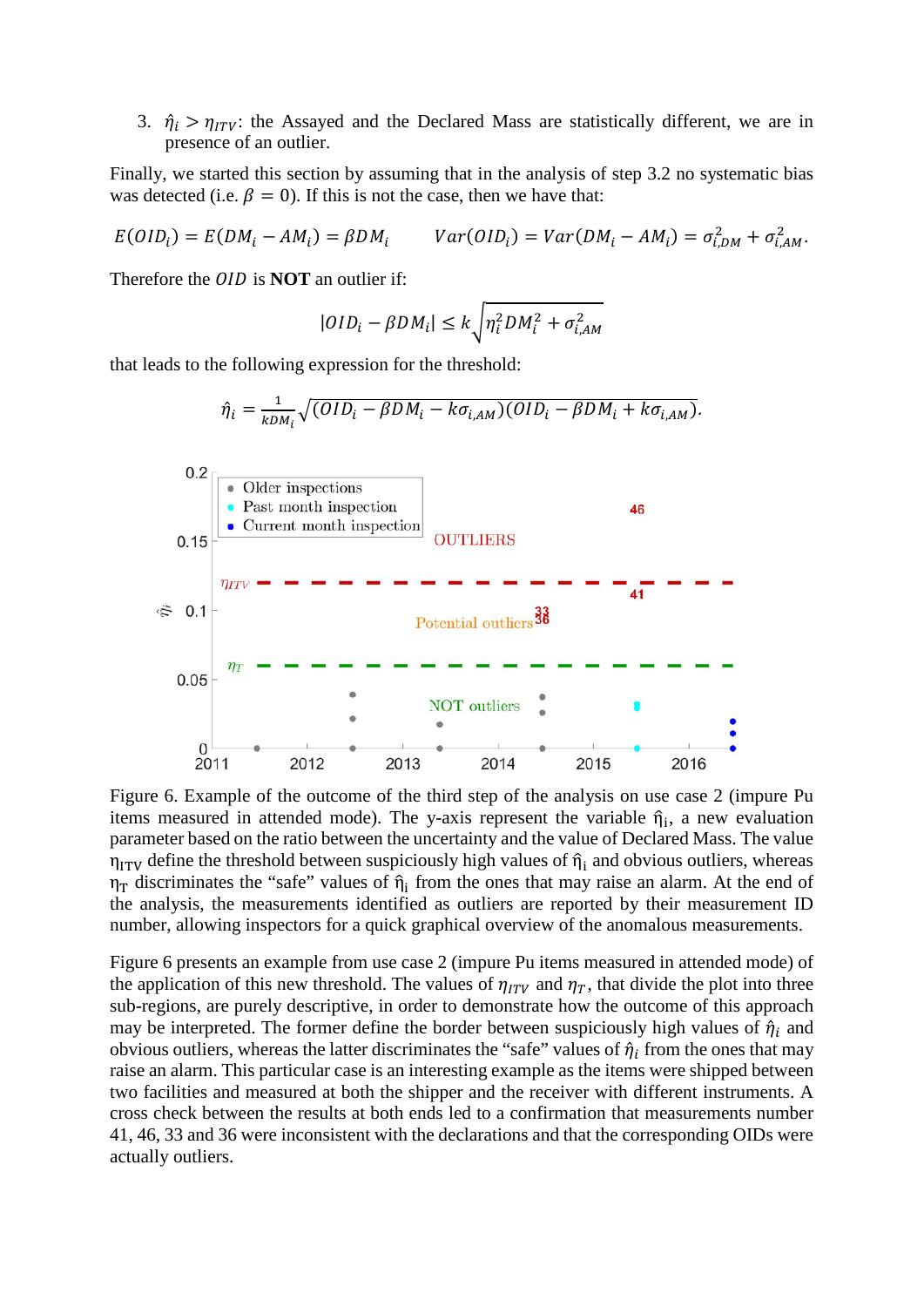3. $\hat{\eta}_i > \eta_{ITV}$: the Assayed and the Declared Mass are statistically different, we are in presence of an outlier.

Finally, we started this section by assuming that in the analysis of step 3.2 no systematic bias was detected (i.e. $\beta = 0$). If this is not the case, then we have that:

$$E(OID_i) = E(DM_i - AM_i) = \beta DM_i \qquad Var(OID_i) = Var(DM_i - AM_i) = \sigma_{i,DM}^2 + \sigma_{i,AM}^2.$$

Therefore the $OID$ is **NOT** an outlier if:

$$|OID_i - \beta DM_i| \leq k\sqrt{\eta_i^2 DM_i^2 + \sigma_{i,AM}^2}$$

that leads to the following expression for the threshold:

$$\hat{\eta}_i = \frac{1}{kDM_i}\sqrt{(OID_i - \beta DM_i - k\sigma_{i,AM})(OID_i - \beta DM_i + k\sigma_{i,AM})}.$$

Figure 6. Example of the outcome of the third step of the analysis on use case 2 (impure Pu items measured in attended mode). The y-axis represent the variable $\hat{\eta}_i$, a new evaluation parameter based on the ratio between the uncertainty and the value of Declared Mass. The value $\eta_{ITV}$ define the threshold between suspiciously high values of $\hat{\eta}_i$ and obvious outliers, whereas $\eta_T$ discriminates the "safe" values of $\hat{\eta}_i$ from the ones that may raise an alarm. At the end of the analysis, the measurements identified as outliers are reported by their measurement ID number, allowing inspectors for a quick graphical overview of the anomalous measurements.

Figure 6 presents an example from use case 2 (impure Pu items measured in attended mode) of the application of this new threshold. The values of $\eta_{ITV}$ and $\eta_T$, that divide the plot into three sub-regions, are purely descriptive, in order to demonstrate how the outcome of this approach may be interpreted. The former define the border between suspiciously high values of $\hat{\eta}_i$ and obvious outliers, whereas the latter discriminates the "safe" values of $\hat{\eta}_i$ from the ones that may raise an alarm. This particular case is an interesting example as the items were shipped between two facilities and measured at both the shipper and the receiver with different instruments. A cross check between the results at both ends led to a confirmation that measurements number 41, 46, 33 and 36 were inconsistent with the declarations and that the corresponding OIDs were actually outliers.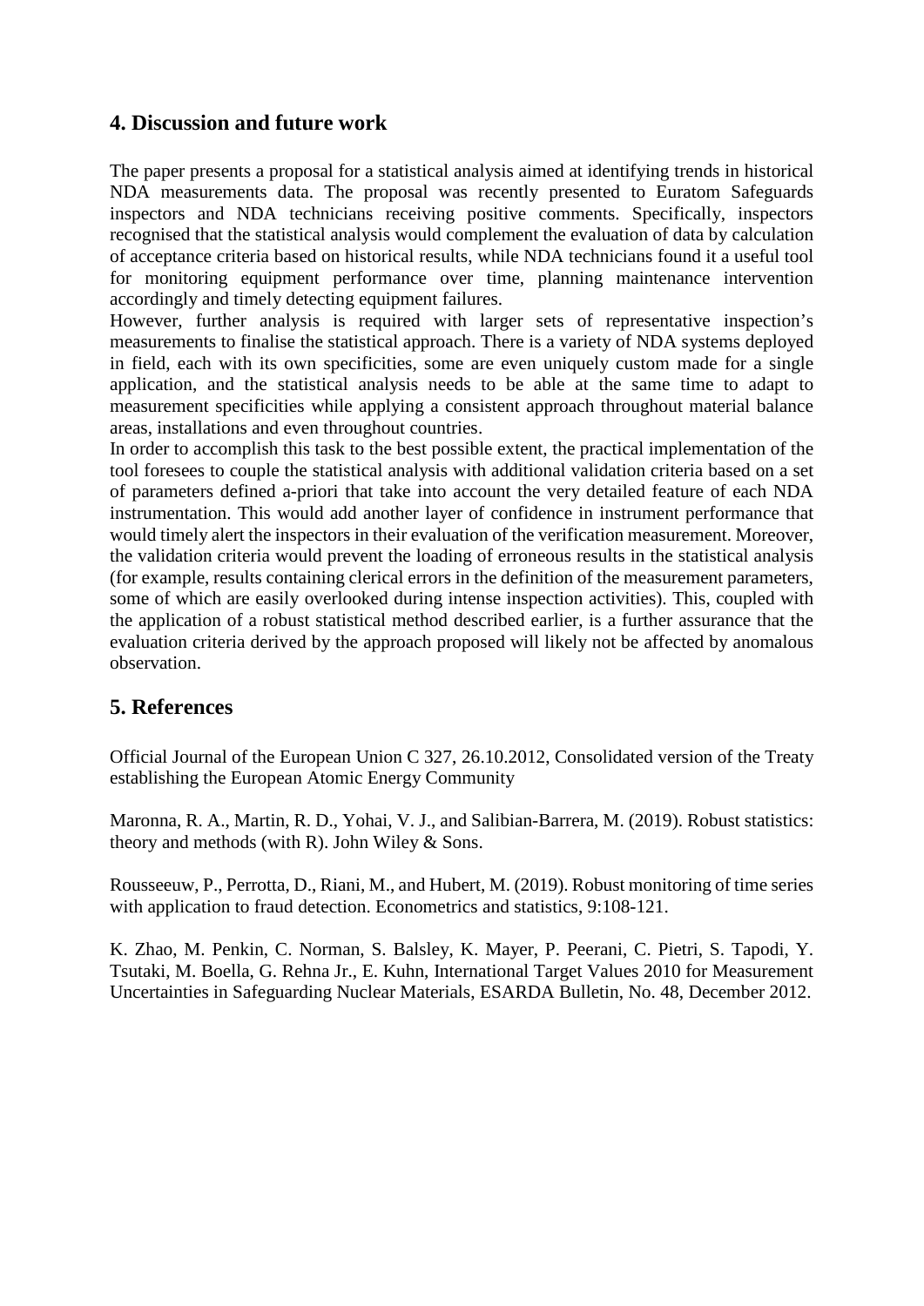## 4. Discussion and future work

The paper presents a proposal for a statistical analysis aimed at identifying trends in historical NDA measurements data. The proposal was recently presented to Euratom Safeguards inspectors and NDA technicians receiving positive comments. Specifically, inspectors recognised that the statistical analysis would complement the evaluation of data by calculation of acceptance criteria based on historical results, while NDA technicians found it a useful tool for monitoring equipment performance over time, planning maintenance intervention accordingly and timely detecting equipment failures.
However, further analysis is required with larger sets of representative inspection's measurements to finalise the statistical approach. There is a variety of NDA systems deployed in field, each with its own specificities, some are even uniquely custom made for a single application, and the statistical analysis needs to be able at the same time to adapt to measurement specificities while applying a consistent approach throughout material balance areas, installations and even throughout countries.
In order to accomplish this task to the best possible extent, the practical implementation of the tool foresees to couple the statistical analysis with additional validation criteria based on a set of parameters defined a-priori that take into account the very detailed feature of each NDA instrumentation. This would add another layer of confidence in instrument performance that would timely alert the inspectors in their evaluation of the verification measurement. Moreover, the validation criteria would prevent the loading of erroneous results in the statistical analysis (for example, results containing clerical errors in the definition of the measurement parameters, some of which are easily overlooked during intense inspection activities). This, coupled with the application of a robust statistical method described earlier, is a further assurance that the evaluation criteria derived by the approach proposed will likely not be affected by anomalous observation.

## 5. References

Official Journal of the European Union C 327, 26.10.2012, Consolidated version of the Treaty establishing the European Atomic Energy Community

Maronna, R. A., Martin, R. D., Yohai, V. J., and Salibian-Barrera, M. (2019). Robust statistics: theory and methods (with R). John Wiley & Sons.

Rousseeuw, P., Perrotta, D., Riani, M., and Hubert, M. (2019). Robust monitoring of time series with application to fraud detection. Econometrics and statistics, 9:108-121.

K. Zhao, M. Penkin, C. Norman, S. Balsley, K. Mayer, P. Peerani, C. Pietri, S. Tapodi, Y. Tsutaki, M. Boella, G. Rehna Jr., E. Kuhn, International Target Values 2010 for Measurement Uncertainties in Safeguarding Nuclear Materials, ESARDA Bulletin, No. 48, December 2012.